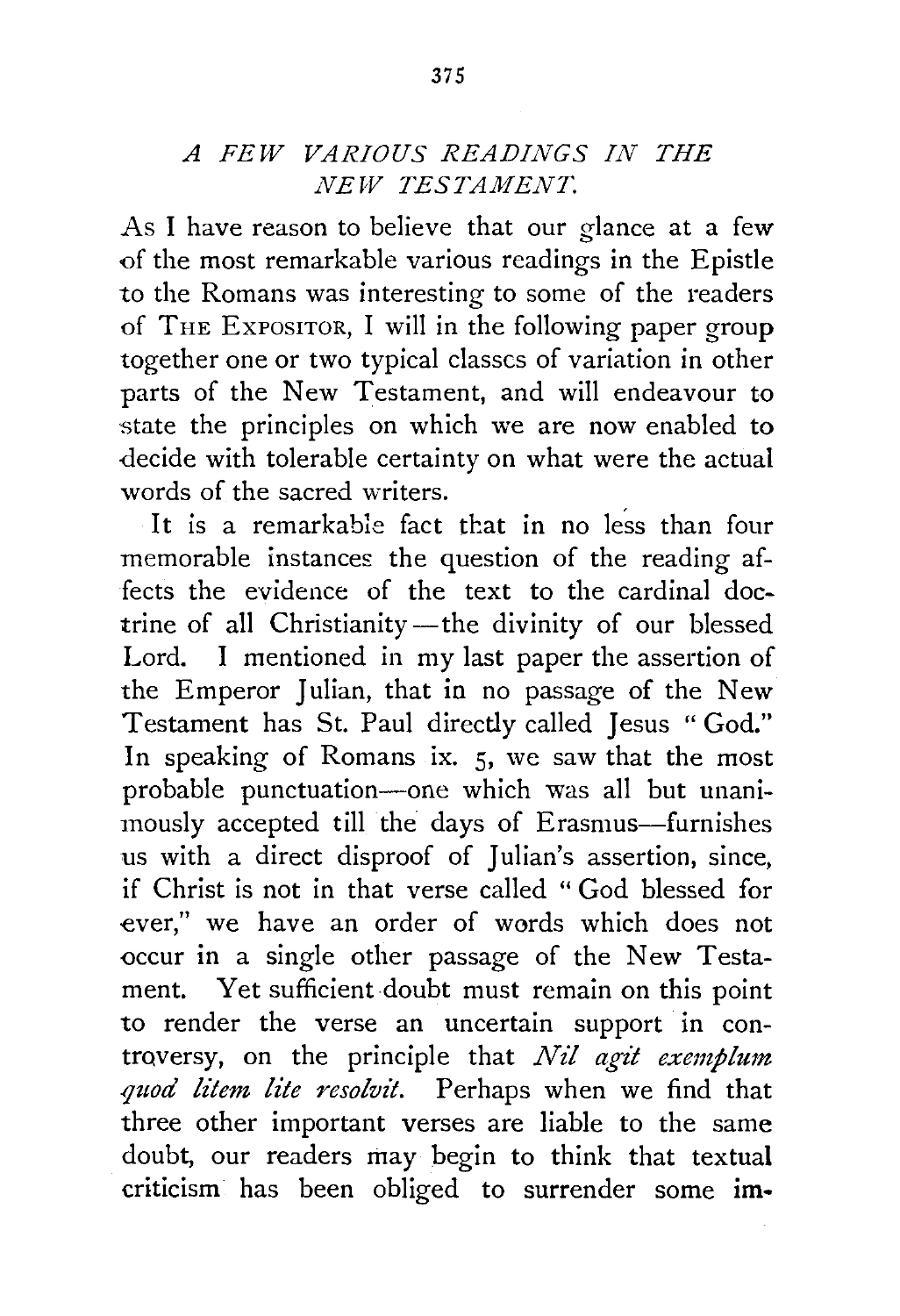# *A FEW VARIOUS READINGS IN THE NEW TESTAMENT.*

As I have reason to believe that our glance at a few of the most remarkable various readings in the Epistle to the Romans was interesting to some of the readers of THE EXPOSITOR, I will in the following paper group together one or two typical classes of variation in other parts of the New Testament, and will endeavour to state the principles on which we are now enabled to decide with tolerable certainty on what were the actual words of the sacred writers.

It is a remarkable fact that in no less than four memorable instances the question of the reading affects the evidence of the text to the cardinal doctrine of all Christianity—the divinity of our blessed Lord. I mentioned in my last paper the assertion of the Emperor Julian, that in no passage of the New Testament has St. Paul directly called Jesus "God." In speaking of Romans ix. 5, we saw that the most probable punctuation—one which was all but unanimously accepted till the days of Erasmus—furnishes us with a direct disproof of Julian's assertion, since, if Christ is not in that verse called "God blessed for ever," we have an order of words which does not occur in a single other passage of the New Testament. Yet sufficient doubt must remain on this point to render the verse an uncertain support in controversy, on the principle that *Nil agit exemplum quod litem lite resolvit.* Perhaps when we find that three other important verses are liable to the same doubt, our readers may begin to think that textual criticism has been obliged to surrender some im-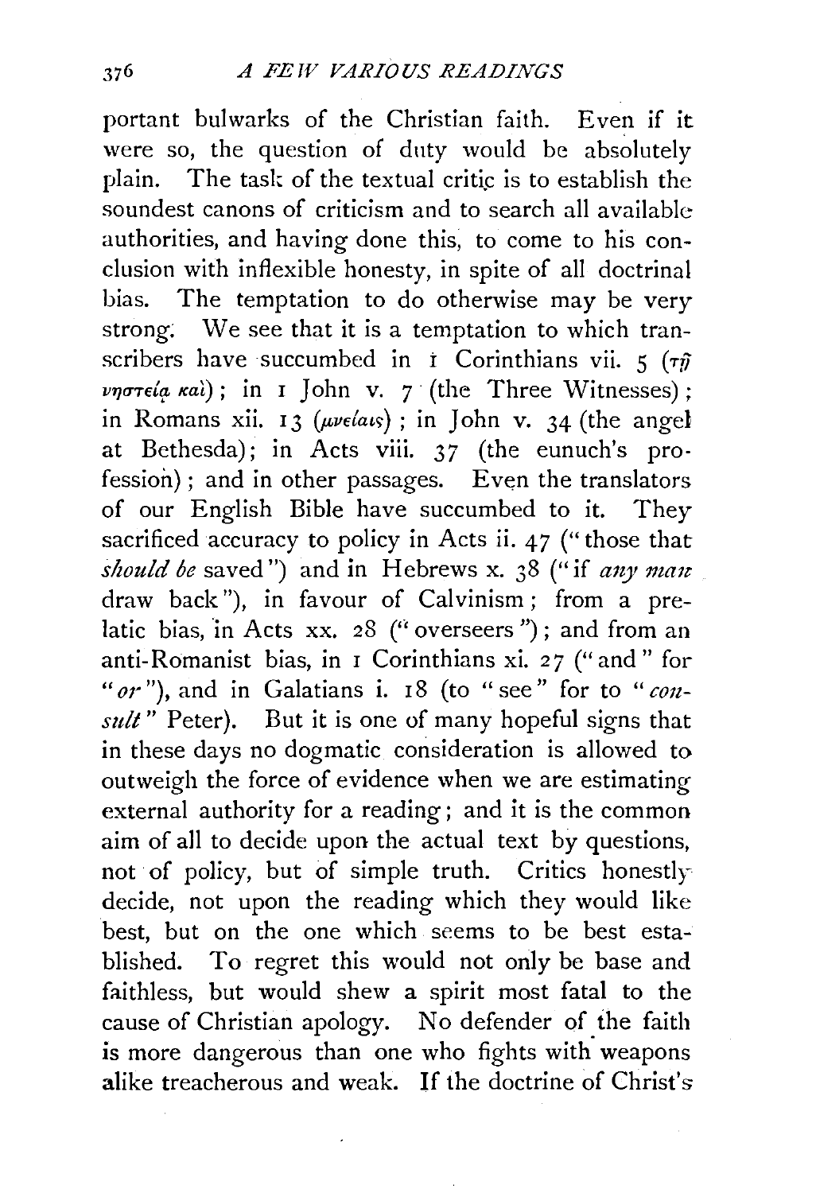portant bulwarks of the Christian faith. Even if it were so, the question of duty would be absolutely plain. The task of the textual critic is to establish the soundest canons of criticism and to search all available authorities, and having done this, to come to his conclusion with inflexible honesty, in spite of all doctrinal bias. The temptation to do otherwise may be very strong. We see that it is a temptation to which transcribers have succumbed in 1 Corinthians vii. 5 (τῇ νηστείᾳ καὶ); in 1 John v. 7 (the Three Witnesses); in Romans xii. 13 (μνείαις); in John v. 34 (the angel at Bethesda); in Acts viii. 37 (the eunuch's profession); and in other passages. Even the translators of our English Bible have succumbed to it. They sacrificed accuracy to policy in Acts ii. 47 ("those that *should be* saved") and in Hebrews x. 38 ("if *any man* draw back"), in favour of Calvinism; from a prelatic bias, in Acts xx. 28 ("overseers"); and from an anti-Romanist bias, in 1 Corinthians xi. 27 ("and" for "*or*"), and in Galatians i. 18 (to "see" for to "*consult*" Peter). But it is one of many hopeful signs that in these days no dogmatic consideration is allowed to outweigh the force of evidence when we are estimating external authority for a reading; and it is the common aim of all to decide upon the actual text by questions, not of policy, but of simple truth. Critics honestly decide, not upon the reading which they would like best, but on the one which seems to be best established. To regret this would not only be base and faithless, but would shew a spirit most fatal to the cause of Christian apology. No defender of the faith is more dangerous than one who fights with weapons alike treacherous and weak. If the doctrine of Christ's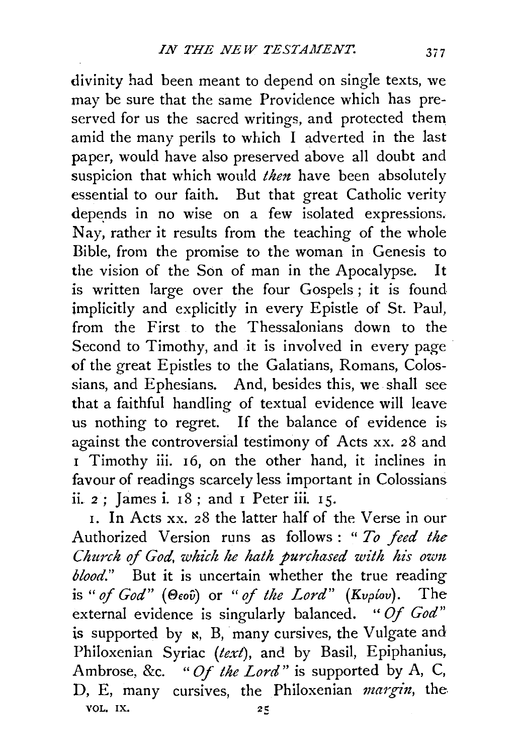divinity had been meant to depend on single texts, we may be sure that the same Providence which has preserved for us the sacred writings, and protected them amid the many perils to which I adverted in the last paper, would have also preserved above all doubt and suspicion that which would *then* have been absolutely essential to our faith. But that great Catholic verity depends in no wise on a few isolated expressions. Nay, rather it results from the teaching of the whole Bible, from the promise to the woman in Genesis to the vision of the Son of man in the Apocalypse. It is written large over the four Gospels; it is found implicitly and explicitly in every Epistle of St. Paul, from the First to the Thessalonians down to the Second to Timothy, and it is involved in every page of the great Epistles to the Galatians, Romans, Colossians, and Ephesians. And, besides this, we shall see that a faithful handling of textual evidence will leave us nothing to regret. If the balance of evidence is against the controversial testimony of Acts xx. 28 and 1 Timothy iii. 16, on the other hand, it inclines in favour of readings scarcely less important in Colossians ii. 2; James i. 18; and 1 Peter iii. 15.

1. In Acts xx. 28 the latter half of the Verse in our Authorized Version runs as follows: "*To feed the Church of God, which he hath purchased with his own blood.*" But it is uncertain whether the true reading is "*of God*" (Θεοῦ) or "*of the Lord*" (Κυρίου). The external evidence is singularly balanced. "*Of God*" is supported by א, B, many cursives, the Vulgate and Philoxenian Syriac (*text*), and by Basil, Epiphanius, Ambrose, &c. "*Of the Lord*" is supported by A, C, D, E, many cursives, the Philoxenian *margin*, the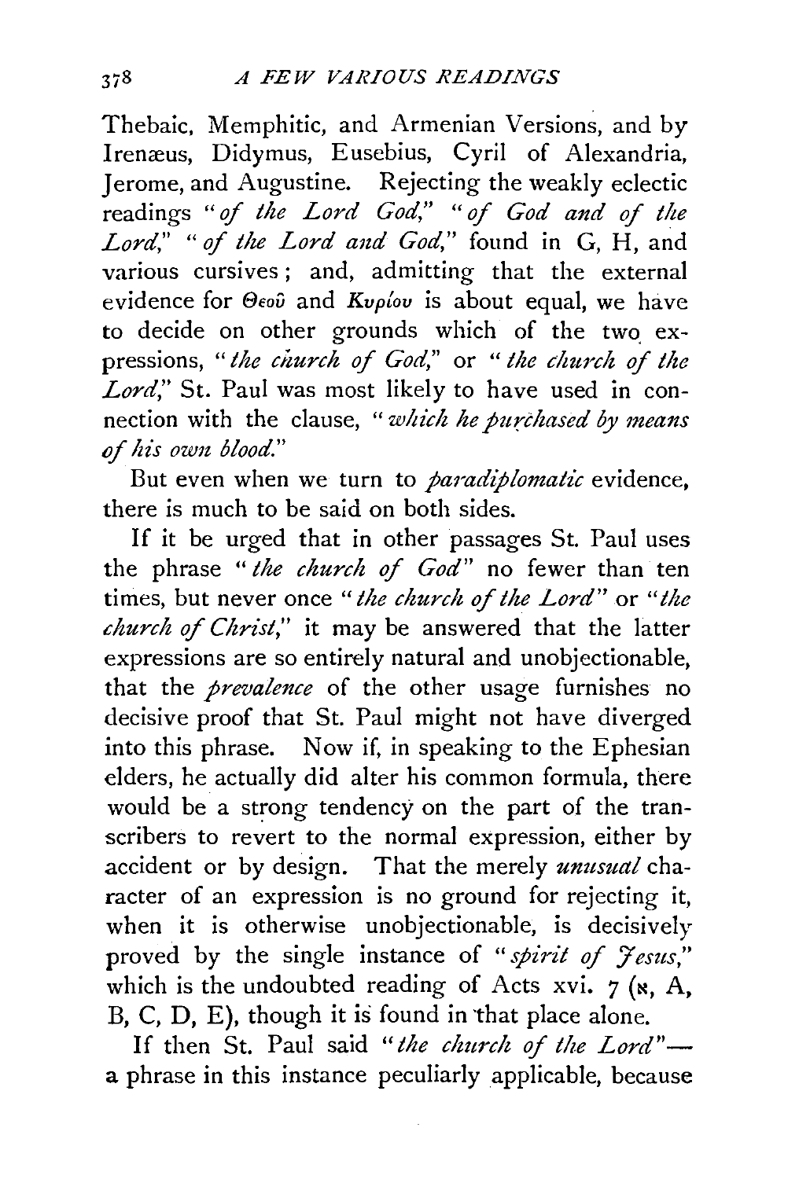Thebaic, Memphitic, and Armenian Versions, and by Irenæus, Didymus, Eusebius, Cyril of Alexandria, Jerome, and Augustine. Rejecting the weakly eclectic readings *"of the Lord God," "of God and of the Lord," "of the Lord and God,"* found in G, H, and various cursives; and, admitting that the external evidence for Θεοῦ and Κυρίου is about equal, we have to decide on other grounds which of the two expressions, *"the church of God,"* or *"the church of the Lord,"* St. Paul was most likely to have used in connection with the clause, *"which he purchased by means of his own blood."*

But even when we turn to *paradiplomatic* evidence, there is much to be said on both sides.

If it be urged that in other passages St. Paul uses the phrase *"the church of God"* no fewer than ten times, but never once *"the church of the Lord"* or *"the church of Christ,"* it may be answered that the latter expressions are so entirely natural and unobjectionable, that the *prevalence* of the other usage furnishes no decisive proof that St. Paul might not have diverged into this phrase. Now if, in speaking to the Ephesian elders, he actually did alter his common formula, there would be a strong tendency on the part of the transcribers to revert to the normal expression, either by accident or by design. That the merely *unusual* character of an expression is no ground for rejecting it, when it is otherwise unobjectionable, is decisively proved by the single instance of *"spirit of Jesus,"* which is the undoubted reading of Acts xvi. 7 (א, A, B, C, D, E), though it is found in that place alone.

If then St. Paul said *"the church of the Lord"*—a phrase in this instance peculiarly applicable, because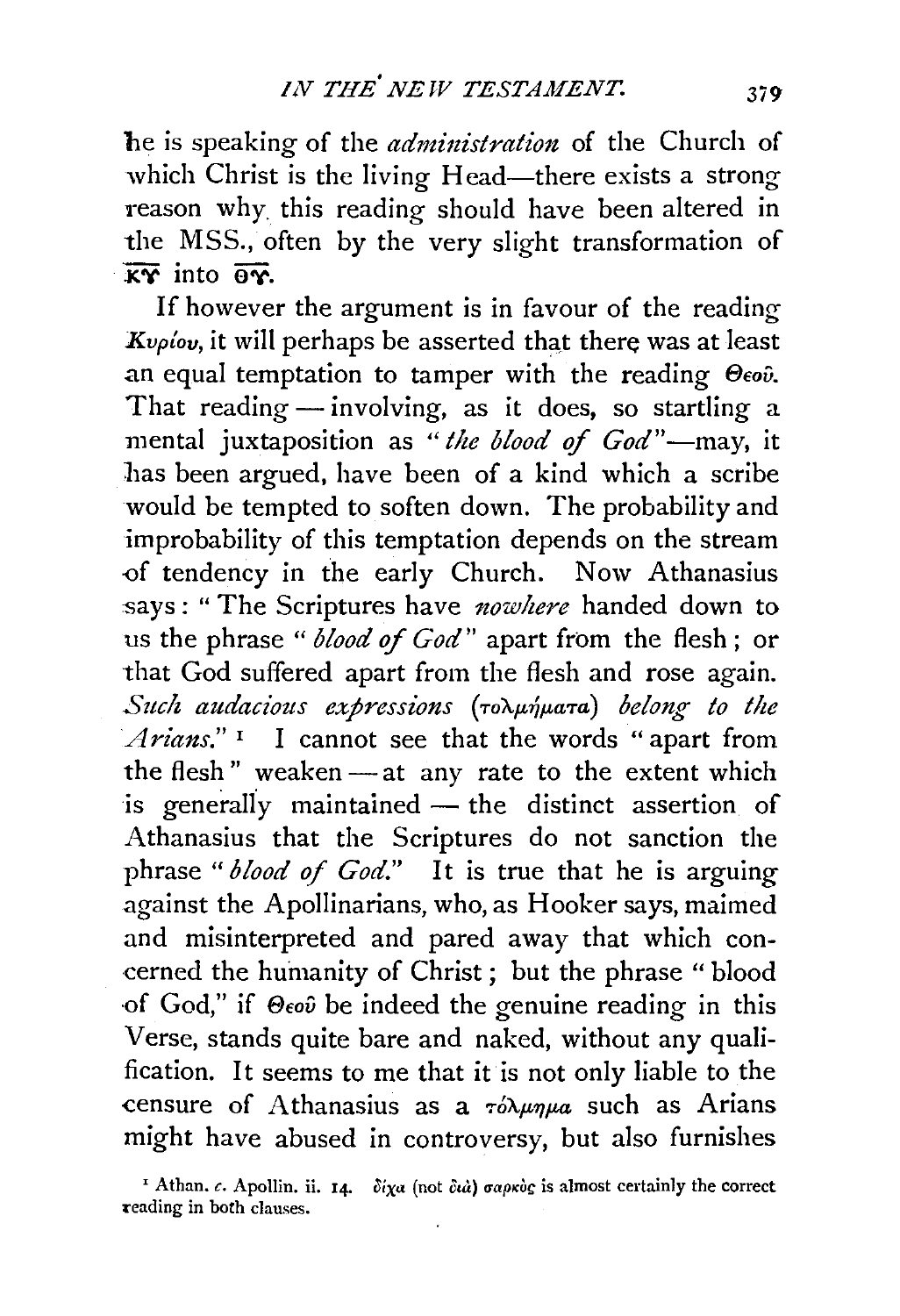he is speaking of the *administration* of the Church of which Christ is the living Head—there exists a strong reason why this reading should have been altered in the MSS., often by the very slight transformation of $\overline{\text{ΚΥ}}$ into $\overline{\text{ΘΥ}}$.

If however the argument is in favour of the reading *Κυρίου*, it will perhaps be asserted that there was at least an equal temptation to tamper with the reading Θεοῦ. That reading — involving, as it does, so startling a mental juxtaposition as "*the blood of God*"—may, it has been argued, have been of a kind which a scribe would be tempted to soften down. The probability and improbability of this temptation depends on the stream of tendency in the early Church. Now Athanasius says: "The Scriptures have *nowhere* handed down to us the phrase "*blood of God*" apart from the flesh; or that God suffered apart from the flesh and rose again. *Such audacious expressions* (τολμήματα) *belong to the Arians*."[1] I cannot see that the words "apart from the flesh" weaken — at any rate to the extent which is generally maintained — the distinct assertion of Athanasius that the Scriptures do not sanction the phrase "*blood of God*." It is true that he is arguing against the Apollinarians, who, as Hooker says, maimed and misinterpreted and pared away that which concerned the humanity of Christ; but the phrase "blood of God," if Θεοῦ be indeed the genuine reading in this Verse, stands quite bare and naked, without any qualification. It seems to me that it is not only liable to the censure of Athanasius as a τόλμημα such as Arians might have abused in controversy, but also furnishes

[1] Athan. *c.* Apollin. ii. 14. δίχα (not διὰ) σαρκὸς is almost certainly the correct reading in both clauses.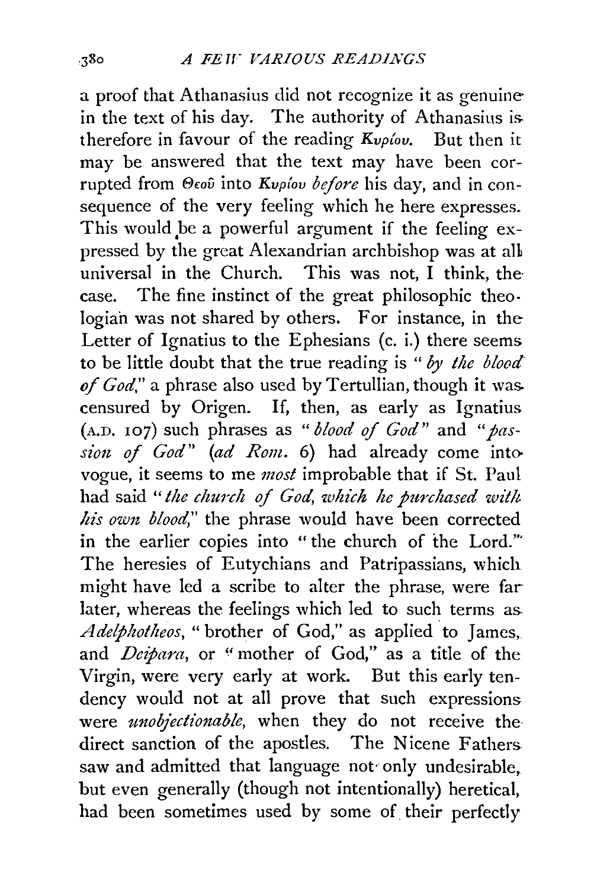a proof that Athanasius did not recognize it as genuine in the text of his day. The authority of Athanasius is therefore in favour of the reading *Κυρίου*. But then it may be answered that the text may have been corrupted from *Θεοῦ* into *Κυρίου before* his day, and in consequence of the very feeling which he here expresses. This would be a powerful argument if the feeling expressed by the great Alexandrian archbishop was at all universal in the Church. This was not, I think, the case. The fine instinct of the great philosophic theologian was not shared by others. For instance, in the Letter of Ignatius to the Ephesians (c. i.) there seems to be little doubt that the true reading is "*by the blood of God*," a phrase also used by Tertullian, though it was censured by Origen. If, then, as early as Ignatius (A.D. 107) such phrases as "*blood of God*" and "*passion of God*" (*ad Rom.* 6) had already come into vogue, it seems to me *most* improbable that if St. Paul had said "*the church of God, which he purchased with his own blood*," the phrase would have been corrected in the earlier copies into "the church of the Lord." The heresies of Eutychians and Patripassians, which might have led a scribe to alter the phrase, were far later, whereas the feelings which led to such terms as *Adelphotheos*, "brother of God," as applied to James, and *Deipara*, or "mother of God," as a title of the Virgin, were very early at work. But this early tendency would not at all prove that such expressions were *unobjectionable*, when they do not receive the direct sanction of the apostles. The Nicene Fathers saw and admitted that language not only undesirable, but even generally (though not intentionally) heretical, had been sometimes used by some of their perfectly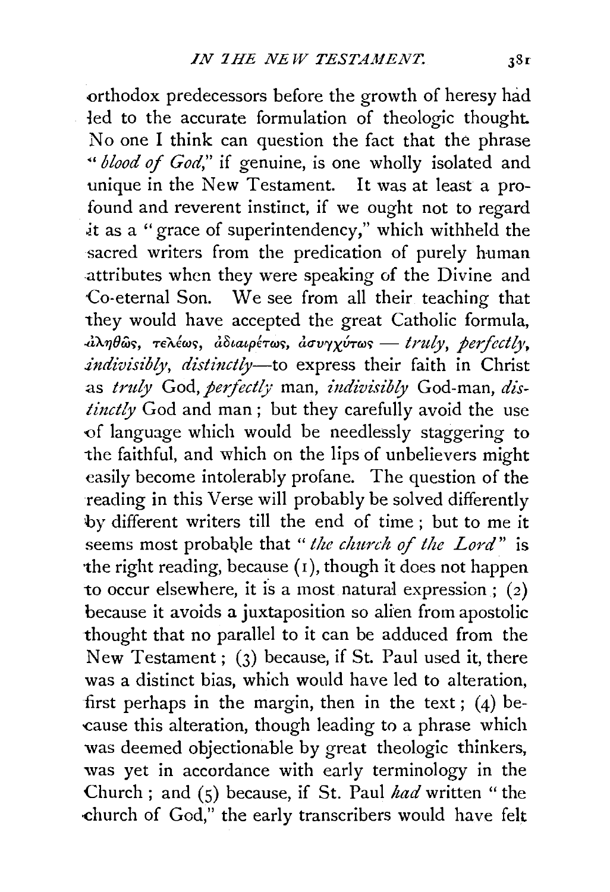orthodox predecessors before the growth of heresy had led to the accurate formulation of theologic thought. No one I think can question the fact that the phrase "*blood of God*," if genuine, is one wholly isolated and unique in the New Testament. It was at least a profound and reverent instinct, if we ought not to regard it as a "grace of superintendency," which withheld the sacred writers from the predication of purely human attributes when they were speaking of the Divine and Co-eternal Son. We see from all their teaching that they would have accepted the great Catholic formula, ἀληθῶς, τελέως, ἀδιαιρέτως, ἀσυγχύτως — *truly, perfectly, indivisibly, distinctly*—to express their faith in Christ as *truly* God, *perfectly* man, *indivisibly* God-man, *distinctly* God and man; but they carefully avoid the use of language which would be needlessly staggering to the faithful, and which on the lips of unbelievers might easily become intolerably profane. The question of the reading in this Verse will probably be solved differently by different writers till the end of time; but to me it seems most probable that "*the church of the Lord*" is the right reading, because (1), though it does not happen to occur elsewhere, it is a most natural expression; (2) because it avoids a juxtaposition so alien from apostolic thought that no parallel to it can be adduced from the New Testament; (3) because, if St. Paul used it, there was a distinct bias, which would have led to alteration, first perhaps in the margin, then in the text; (4) because this alteration, though leading to a phrase which was deemed objectionable by great theologic thinkers, was yet in accordance with early terminology in the Church; and (5) because, if St. Paul *had* written "the church of God," the early transcribers would have felt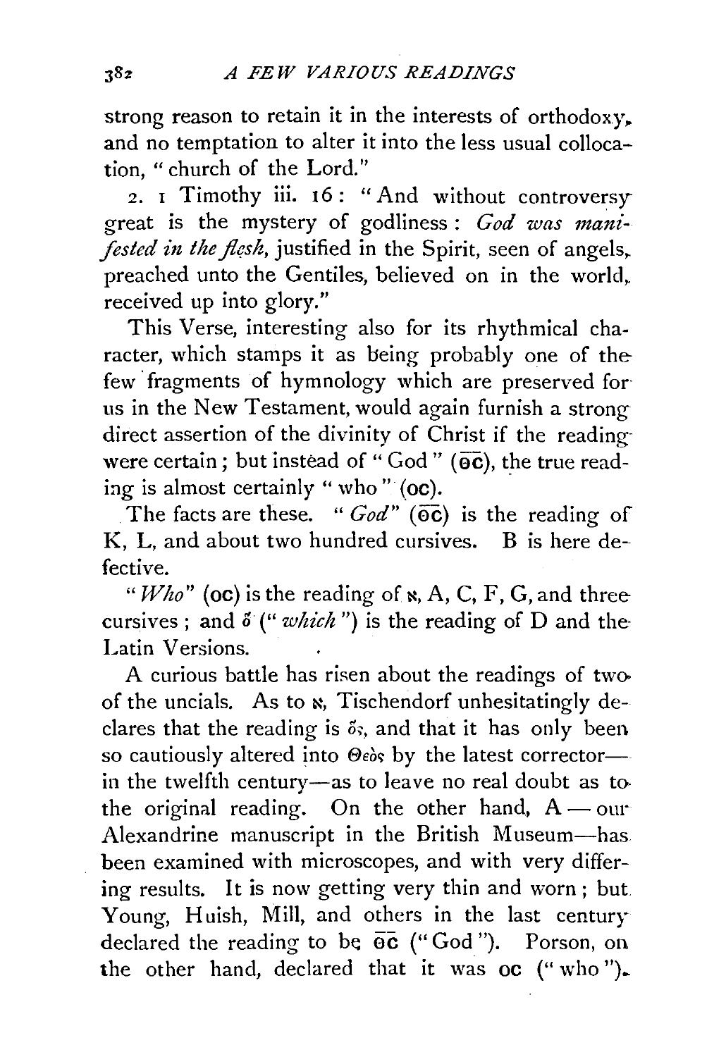strong reason to retain it in the interests of orthodoxy, and no temptation to alter it into the less usual collocation, "church of the Lord."

2. 1 Timothy iii. 16: "And without controversy great is the mystery of godliness: *God was manifested in the flesh*, justified in the Spirit, seen of angels, preached unto the Gentiles, believed on in the world, received up into glory."

This Verse, interesting also for its rhythmical character, which stamps it as being probably one of the few fragments of hymnology which are preserved for us in the New Testament, would again furnish a strong direct assertion of the divinity of Christ if the reading were certain; but instead of "God" ($\overline{\text{ΘC}}$), the true reading is almost certainly "who" (OC).

The facts are these. "*God*" ($\overline{\text{ΘC}}$) is the reading of K, L, and about two hundred cursives. B is here defective.

"*Who*" (OC) is the reading of ℵ, A, C, F, G, and three cursives; and ὅ ("*which*") is the reading of D and the Latin Versions.

A curious battle has risen about the readings of two of the uncials. As to ℵ, Tischendorf unhesitatingly declares that the reading is ὅς, and that it has only been so cautiously altered into Θεὸς by the latest corrector—in the twelfth century—as to leave no real doubt as to the original reading. On the other hand, A—our Alexandrine manuscript in the British Museum—has been examined with microscopes, and with very differing results. It is now getting very thin and worn; but Young, Huish, Mill, and others in the last century declared the reading to be $\overline{\text{ΘC}}$ ("God"). Porson, on the other hand, declared that it was OC ("who").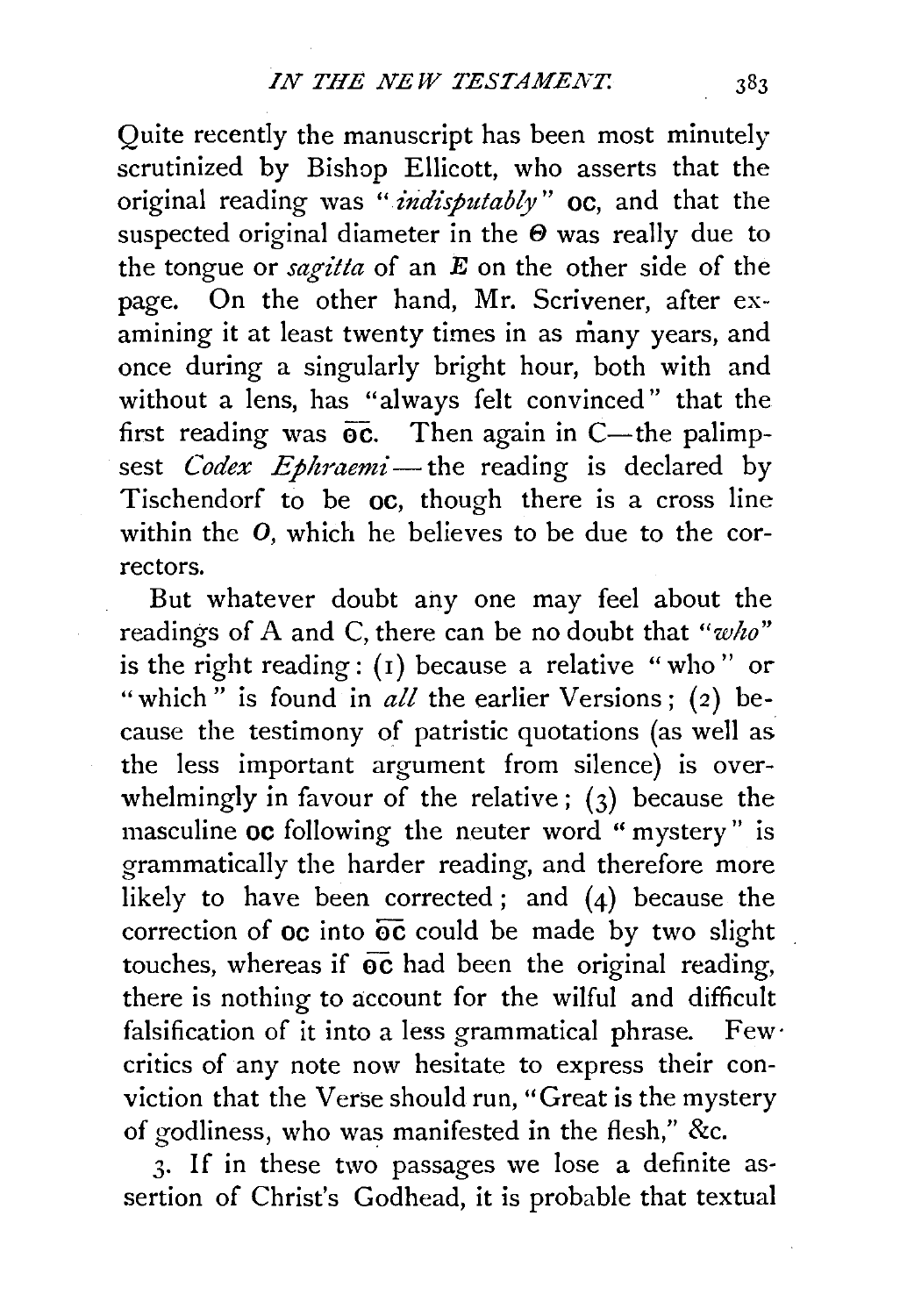Quite recently the manuscript has been most minutely scrutinized by Bishop Ellicott, who asserts that the original reading was "*indisputably*" **ΟϹ**, and that the suspected original diameter in the Θ was really due to the tongue or *sagitta* of an *E* on the other side of the page. On the other hand, Mr. Scrivener, after examining it at least twenty times in as many years, and once during a singularly bright hour, both with and without a lens, has "always felt convinced" that the first reading was $\overline{\text{ΘϹ}}$. Then again in C—the palimpsest *Codex Ephraemi*—the reading is declared by Tischendorf to be **ΟϹ**, though there is a cross line within the *O*, which he believes to be due to the correctors.

But whatever doubt any one may feel about the readings of A and C, there can be no doubt that "*who*" is the right reading: (1) because a relative "who" or "which" is found in *all* the earlier Versions; (2) because the testimony of patristic quotations (as well as the less important argument from silence) is overwhelmingly in favour of the relative; (3) because the masculine **ΟϹ** following the neuter word "mystery" is grammatically the harder reading, and therefore more likely to have been corrected; and (4) because the correction of **ΟϹ** into $\overline{\text{ΘϹ}}$ could be made by two slight touches, whereas if $\overline{\text{ΘϹ}}$ had been the original reading, there is nothing to account for the wilful and difficult falsification of it into a less grammatical phrase. Few critics of any note now hesitate to express their conviction that the Verse should run, "Great is the mystery of godliness, who was manifested in the flesh," &c.

3. If in these two passages we lose a definite assertion of Christ's Godhead, it is probable that textual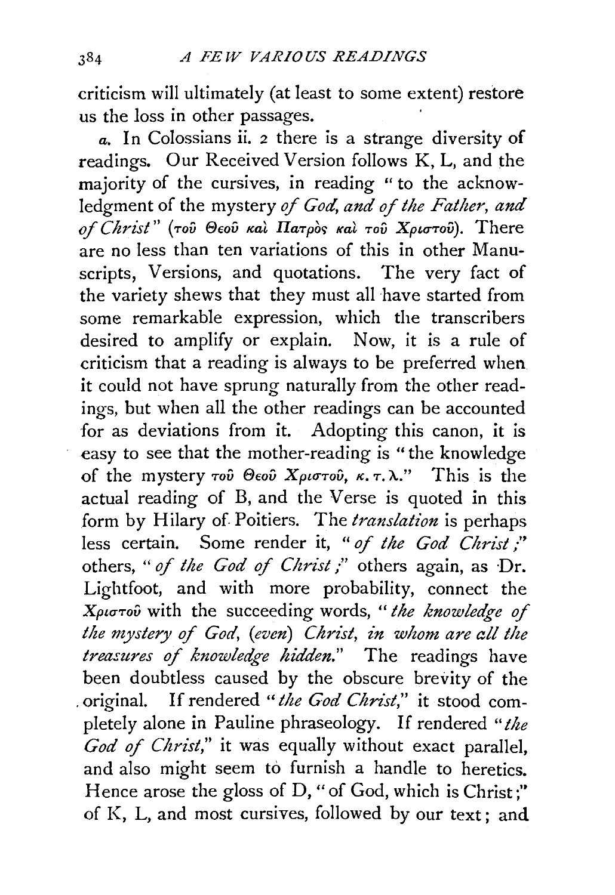criticism will ultimately (at least to some extent) restore us the loss in other passages.

*a.* In Colossians ii. 2 there is a strange diversity of readings. Our Received Version follows K, L, and the majority of the cursives, in reading "to the acknowledgment of the mystery *of God, and of the Father, and of Christ*" (τοῦ Θεοῦ καὶ Πατρὸς καὶ τοῦ Χριστοῦ). There are no less than ten variations of this in other Manuscripts, Versions, and quotations. The very fact of the variety shews that they must all have started from some remarkable expression, which the transcribers desired to amplify or explain. Now, it is a rule of criticism that a reading is always to be preferred when it could not have sprung naturally from the other readings, but when all the other readings can be accounted for as deviations from it. Adopting this canon, it is easy to see that the mother-reading is "the knowledge of the mystery τοῦ Θεοῦ Χριστοῦ, κ. τ. λ." This is the actual reading of B, and the Verse is quoted in this form by Hilary of Poitiers. The *translation* is perhaps less certain. Some render it, "*of the God Christ*;" others, "*of the God of Christ*;" others again, as Dr. Lightfoot, and with more probability, connect the Χριστοῦ with the succeeding words, "*the knowledge of the mystery of God, (even) Christ, in whom are all the treasures of knowledge hidden.*" The readings have been doubtless caused by the obscure brevity of the original. If rendered "*the God Christ,*" it stood completely alone in Pauline phraseology. If rendered "*the God of Christ,*" it was equally without exact parallel, and also might seem to furnish a handle to heretics. Hence arose the gloss of D, "of God, which is Christ;" of K, L, and most cursives, followed by our text; and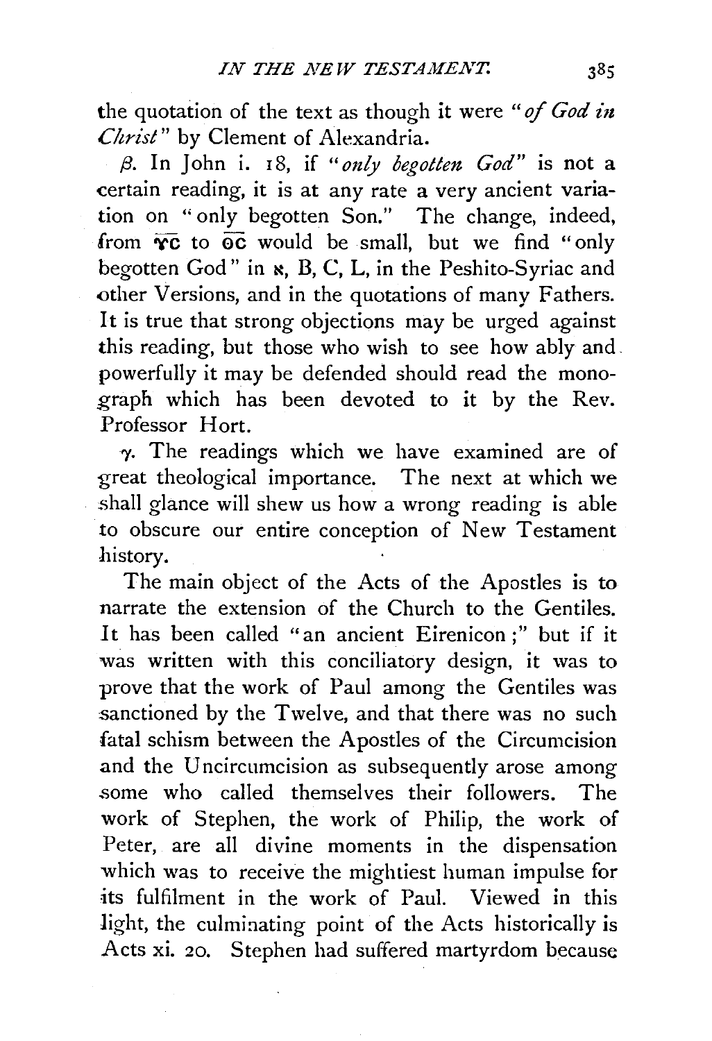the quotation of the text as though it were "*of God in Christ*" by Clement of Alexandria.

*β*. In John i. 18, if "*only begotten God*" is not a certain reading, it is at any rate a very ancient variation on "only begotten Son." The change, indeed, from ΥC to ΘC would be small, but we find "only begotten God" in א, B, C, L, in the Peshito-Syriac and other Versions, and in the quotations of many Fathers. It is true that strong objections may be urged against this reading, but those who wish to see how ably and powerfully it may be defended should read the monograph which has been devoted to it by the Rev. Professor Hort.

*γ*. The readings which we have examined are of great theological importance. The next at which we shall glance will shew us how a wrong reading is able to obscure our entire conception of New Testament history.

The main object of the Acts of the Apostles is to narrate the extension of the Church to the Gentiles. It has been called "an ancient Eirenicon;" but if it was written with this conciliatory design, it was to prove that the work of Paul among the Gentiles was sanctioned by the Twelve, and that there was no such fatal schism between the Apostles of the Circumcision and the Uncircumcision as subsequently arose among some who called themselves their followers. The work of Stephen, the work of Philip, the work of Peter, are all divine moments in the dispensation which was to receive the mightiest human impulse for its fulfilment in the work of Paul. Viewed in this light, the culminating point of the Acts historically is Acts xi. 20. Stephen had suffered martyrdom because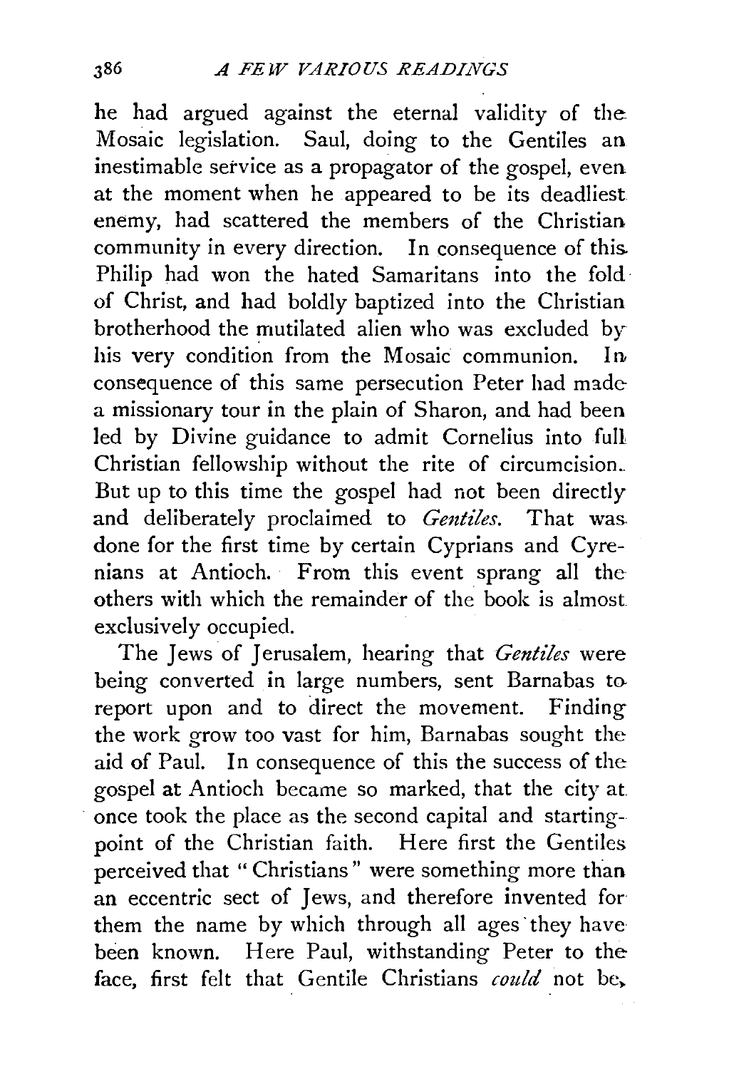he had argued against the eternal validity of the Mosaic legislation. Saul, doing to the Gentiles an inestimable service as a propagator of the gospel, even at the moment when he appeared to be its deadliest enemy, had scattered the members of the Christian community in every direction. In consequence of this Philip had won the hated Samaritans into the fold of Christ, and had boldly baptized into the Christian brotherhood the mutilated alien who was excluded by his very condition from the Mosaic communion. In consequence of this same persecution Peter had made a missionary tour in the plain of Sharon, and had been led by Divine guidance to admit Cornelius into full Christian fellowship without the rite of circumcision. But up to this time the gospel had not been directly and deliberately proclaimed to *Gentiles*. That was done for the first time by certain Cyprians and Cyrenians at Antioch. From this event sprang all the others with which the remainder of the book is almost exclusively occupied.

The Jews of Jerusalem, hearing that *Gentiles* were being converted in large numbers, sent Barnabas to report upon and to direct the movement. Finding the work grow too vast for him, Barnabas sought the aid of Paul. In consequence of this the success of the gospel at Antioch became so marked, that the city at once took the place as the second capital and starting-point of the Christian faith. Here first the Gentiles perceived that "Christians" were something more than an eccentric sect of Jews, and therefore invented for them the name by which through all ages they have been known. Here Paul, withstanding Peter to the face, first felt that Gentile Christians *could* not be,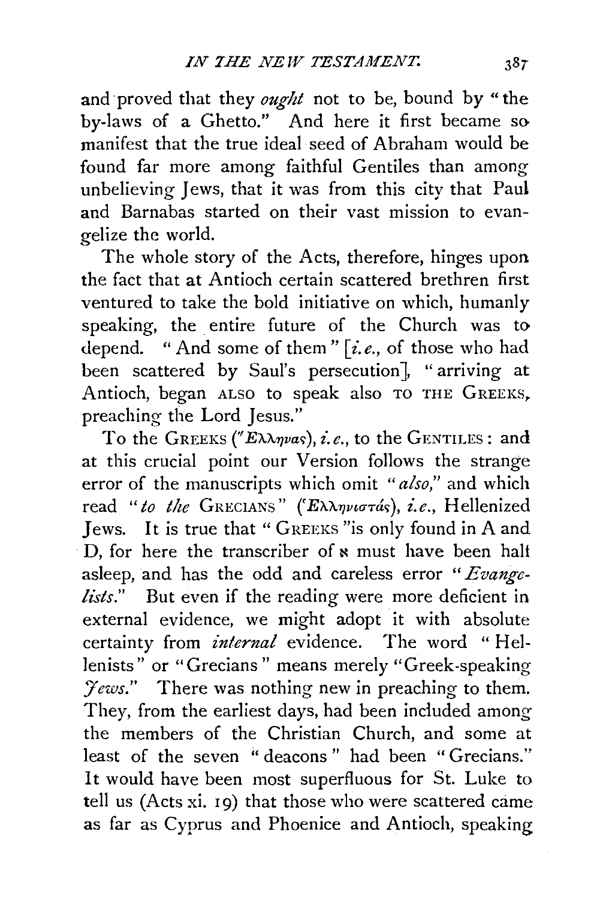and proved that they *ought* not to be, bound by "the by-laws of a Ghetto." And here it first became so manifest that the true ideal seed of Abraham would be found far more among faithful Gentiles than among unbelieving Jews, that it was from this city that Paul and Barnabas started on their vast mission to evangelize the world.

The whole story of the Acts, therefore, hinges upon the fact that at Antioch certain scattered brethren first ventured to take the bold initiative on which, humanly speaking, the entire future of the Church was to depend. "And some of them" [*i.e.*, of those who had been scattered by Saul's persecution], "arriving at Antioch, began ALSO to speak also TO THE GREEKS, preaching the Lord Jesus."

To the GREEKS (Ἕλληνας), *i.e.*, to the GENTILES: and at this crucial point our Version follows the strange error of the manuscripts which omit "*also*," and which read "*to the* GRECIANS" (Ἑλληνιστάς), *i.e.*, Hellenized Jews. It is true that "GREEKS" is only found in A and D, for here the transcriber of ℵ must have been half asleep, and has the odd and careless error "*Evangelists*." But even if the reading were more deficient in external evidence, we might adopt it with absolute certainty from *internal* evidence. The word "Hellenists" or "Grecians" means merely "Greek-speaking *Jews*." There was nothing new in preaching to them. They, from the earliest days, had been included among the members of the Christian Church, and some at least of the seven "deacons" had been "Grecians." It would have been most superfluous for St. Luke to tell us (Acts xi. 19) that those who were scattered came as far as Cyprus and Phoenice and Antioch, speaking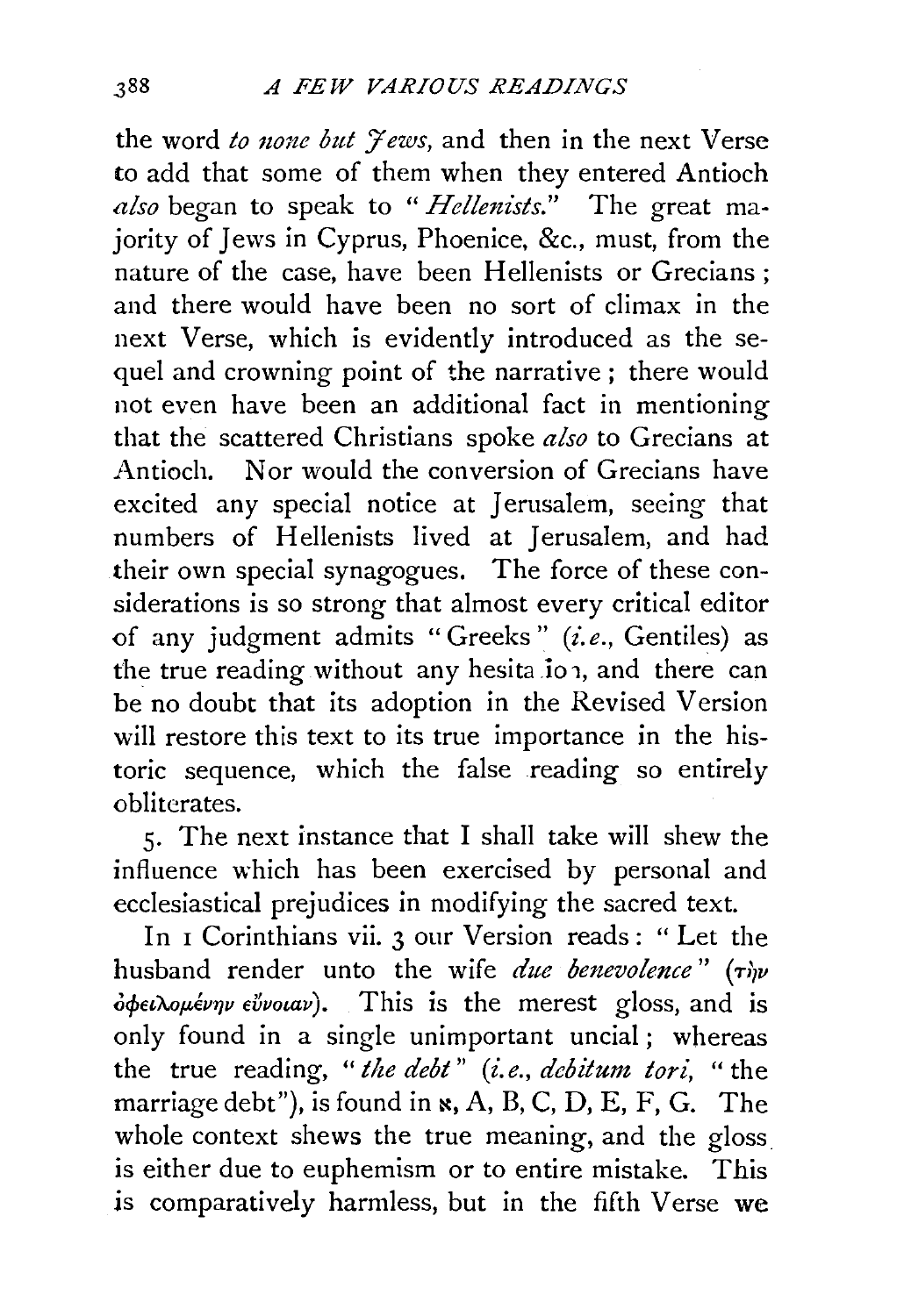the word *to none but Jews*, and then in the next Verse to add that some of them when they entered Antioch *also* began to speak to "*Hellenists*." The great majority of Jews in Cyprus, Phoenice, &c., must, from the nature of the case, have been Hellenists or Grecians; and there would have been no sort of climax in the next Verse, which is evidently introduced as the sequel and crowning point of the narrative; there would not even have been an additional fact in mentioning that the scattered Christians spoke *also* to Grecians at Antioch. Nor would the conversion of Grecians have excited any special notice at Jerusalem, seeing that numbers of Hellenists lived at Jerusalem, and had their own special synagogues. The force of these considerations is so strong that almost every critical editor of any judgment admits "Greeks" (*i.e.*, Gentiles) as the true reading without any hesitation, and there can be no doubt that its adoption in the Revised Version will restore this text to its true importance in the historic sequence, which the false reading so entirely obliterates.

5. The next instance that I shall take will shew the influence which has been exercised by personal and ecclesiastical prejudices in modifying the sacred text.

In 1 Corinthians vii. 3 our Version reads: "Let the husband render unto the wife *due benevolence*" (τὴν ὀφειλομένην εὔνοιαν). This is the merest gloss, and is only found in a single unimportant uncial; whereas the true reading, "*the debt*" (*i.e., debitum tori*, "the marriage debt"), is found in ℵ, A, B, C, D, E, F, G. The whole context shews the true meaning, and the gloss is either due to euphemism or to entire mistake. This is comparatively harmless, but in the fifth Verse we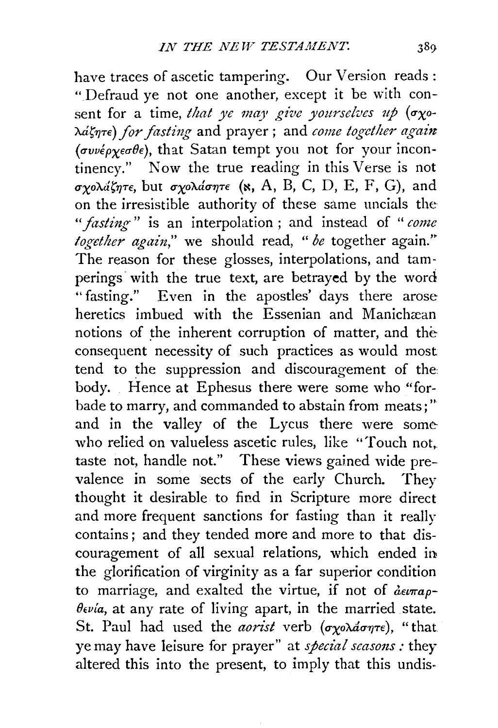have traces of ascetic tampering. Our Version reads: "Defraud ye not one another, except it be with consent for a time, *that ye may give yourselves up* (σχολάζητε) *for fasting* and prayer; and *come together again* (συνέρχεσθε), that Satan tempt you not for your incontinency." Now the true reading in this Verse is not σχολάζητε, but σχολάσητε (ℵ, A, B, C, D, E, F, G), and on the irresistible authority of these same uncials the "*fasting*" is an interpolation; and instead of "*come together again*," we should read, "*be* together again." The reason for these glosses, interpolations, and tamperings with the true text, are betrayed by the word "fasting." Even in the apostles' days there arose heretics imbued with the Essenian and Manichæan notions of the inherent corruption of matter, and the consequent necessity of such practices as would most tend to the suppression and discouragement of the body. Hence at Ephesus there were some who "forbade to marry, and commanded to abstain from meats;" and in the valley of the Lycus there were some who relied on valueless ascetic rules, like "Touch not, taste not, handle not." These views gained wide prevalence in some sects of the early Church. They thought it desirable to find in Scripture more direct and more frequent sanctions for fasting than it really contains; and they tended more and more to that discouragement of all sexual relations, which ended in the glorification of virginity as a far superior condition to marriage, and exalted the virtue, if not of ἀειπαρθενία, at any rate of living apart, in the married state. St. Paul had used the *aorist* verb (σχολάσητε), "that ye may have leisure for prayer" at *special seasons*: they altered this into the present, to imply that this undis-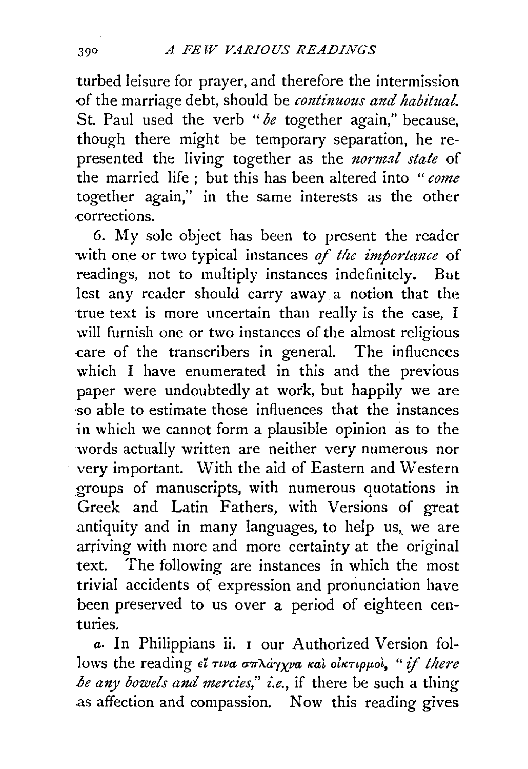turbed leisure for prayer, and therefore the intermission of the marriage debt, should be *continuous and habitual.* St. Paul used the verb "*be* together again," because, though there might be temporary separation, he represented the living together as the *normal state* of the married life; but this has been altered into "*come* together again," in the same interests as the other corrections.

6. My sole object has been to present the reader with one or two typical instances *of the importance* of readings, not to multiply instances indefinitely. But lest any reader should carry away a notion that the true text is more uncertain than really is the case, I will furnish one or two instances of the almost religious care of the transcribers in general. The influences which I have enumerated in this and the previous paper were undoubtedly at work, but happily we are so able to estimate those influences that the instances in which we cannot form a plausible opinion as to the words actually written are neither very numerous nor very important. With the aid of Eastern and Western groups of manuscripts, with numerous quotations in Greek and Latin Fathers, with Versions of great antiquity and in many languages, to help us, we are arriving with more and more certainty at the original text. The following are instances in which the most trivial accidents of expression and pronunciation have been preserved to us over a period of eighteen centuries.

*a*. In Philippians ii. 1 our Authorized Version follows the reading εἴ τινα σπλάγχνα καὶ οἰκτιρμοί, "*if there be any bowels and mercies,*" *i.e.*, if there be such a thing as affection and compassion. Now this reading gives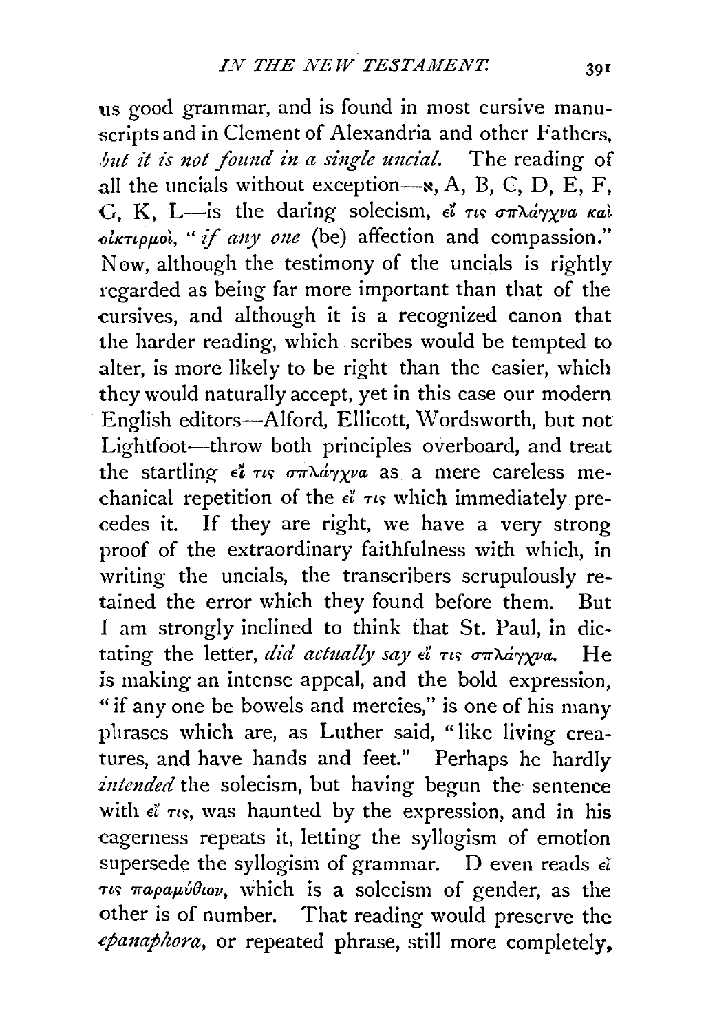us good grammar, and is found in most cursive manuscripts and in Clement of Alexandria and other Fathers, *but it is not found in a single uncial.* The reading of all the uncials without exception—ℵ, A, B, C, D, E, F, G, K, L—is the daring solecism, εἴ τις σπλάγχνα καὶ οἰκτιρμοί, "*if any one* (be) affection and compassion." Now, although the testimony of the uncials is rightly regarded as being far more important than that of the cursives, and although it is a recognized canon that the harder reading, which scribes would be tempted to alter, is more likely to be right than the easier, which they would naturally accept, yet in this case our modern English editors—Alford, Ellicott, Wordsworth, but not Lightfoot—throw both principles overboard, and treat the startling εἴ τις σπλάγχνα as a mere careless mechanical repetition of the εἴ τις which immediately precedes it. If they are right, we have a very strong proof of the extraordinary faithfulness with which, in writing the uncials, the transcribers scrupulously retained the error which they found before them. But I am strongly inclined to think that St. Paul, in dictating the letter, *did actually say* εἴ τις σπλάγχνα. He is making an intense appeal, and the bold expression, "if any one be bowels and mercies," is one of his many phrases which are, as Luther said, "like living creatures, and have hands and feet." Perhaps he hardly *intended* the solecism, but having begun the sentence with εἴ τις, was haunted by the expression, and in his eagerness repeats it, letting the syllogism of emotion supersede the syllogism of grammar. D even reads εἴ τις παραμύθιον, which is a solecism of gender, as the other is of number. That reading would preserve the *epanaphora*, or repeated phrase, still more completely,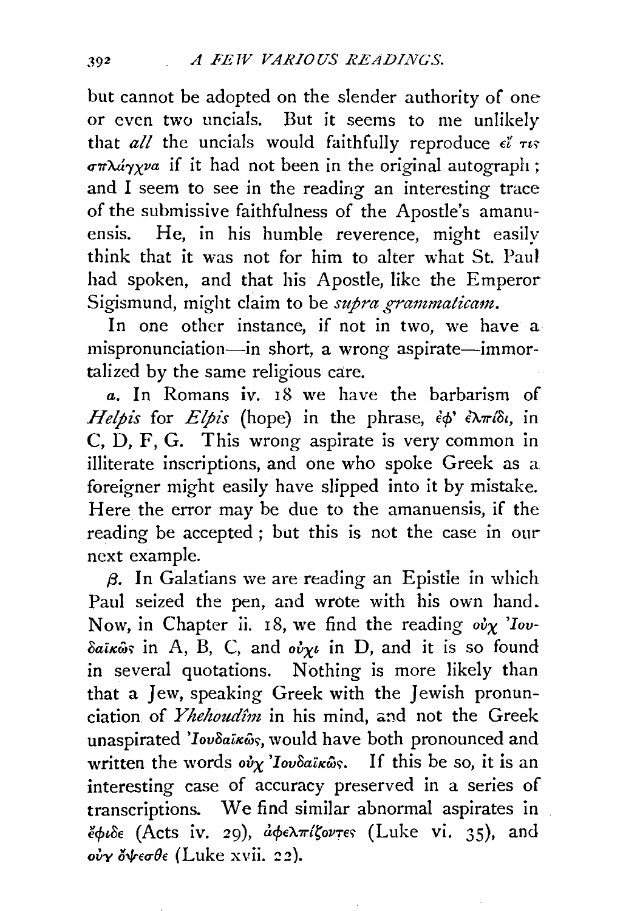but cannot be adopted on the slender authority of one or even two uncials. But it seems to me unlikely that *all* the uncials would faithfully reproduce εἴ τις σπλάγχνα if it had not been in the original autograph; and I seem to see in the reading an interesting trace of the submissive faithfulness of the Apostle's amanuensis. He, in his humble reverence, might easily think that it was not for him to alter what St. Paul had spoken, and that his Apostle, like the Emperor Sigismund, might claim to be *supra grammaticam*.

In one other instance, if not in two, we have a mispronunciation—in short, a wrong aspirate—immortalized by the same religious care.

*a*. In Romans iv. 18 we have the barbarism of *Helpis* for *Elpis* (hope) in the phrase, ἐφ' ἐλπίδι, in C, D, F, G. This wrong aspirate is very common in illiterate inscriptions, and one who spoke Greek as a foreigner might easily have slipped into it by mistake. Here the error may be due to the amanuensis, if the reading be accepted; but this is not the case in our next example.

*β*. In Galatians we are reading an Epistle in which Paul seized the pen, and wrote with his own hand. Now, in Chapter ii. 18, we find the reading οὐχ Ἰουδαϊκῶς in A, B, C, and οὐχι in D, and it is so found in several quotations. Nothing is more likely than that a Jew, speaking Greek with the Jewish pronunciation of *Yhehoudîm* in his mind, and not the Greek unaspirated Ἰουδαϊκῶς, would have both pronounced and written the words οὐχ Ἰουδαϊκῶς. If this be so, it is an interesting case of accuracy preserved in a series of transcriptions. We find similar abnormal aspirates in ἔφιδε (Acts iv. 29), ἀφελπίζοντες (Luke vi. 35), and οὐχ ὄψεσθε (Luke xvii. 22).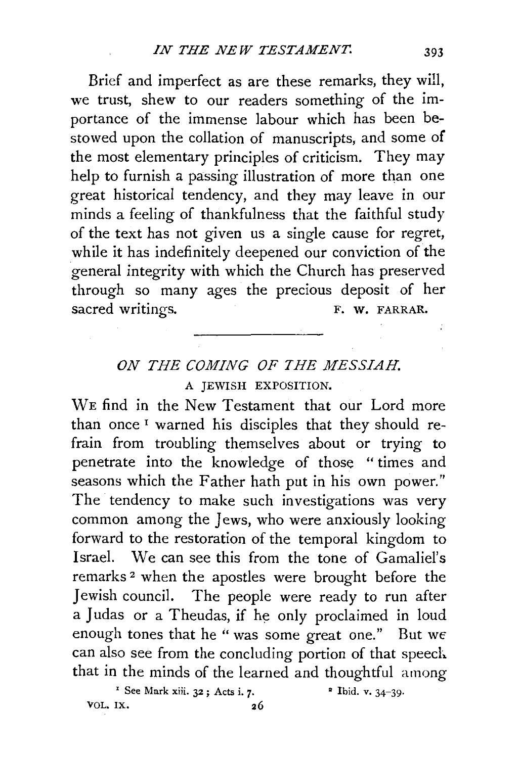Brief and imperfect as are these remarks, they will, we trust, shew to our readers something of the importance of the immense labour which has been bestowed upon the collation of manuscripts, and some of the most elementary principles of criticism. They may help to furnish a passing illustration of more than one great historical tendency, and they may leave in our minds a feeling of thankfulness that the faithful study of the text has not given us a single cause for regret, while it has indefinitely deepened our conviction of the general integrity with which the Church has preserved through so many ages the precious deposit of her sacred writings.

F. W. FARRAR.

---

## *ON THE COMING OF THE MESSIAH.*

### A JEWISH EXPOSITION.

WE find in the New Testament that our Lord more than once [1] warned his disciples that they should refrain from troubling themselves about or trying to penetrate into the knowledge of those "times and seasons which the Father hath put in his own power." The tendency to make such investigations was very common among the Jews, who were anxiously looking forward to the restoration of the temporal kingdom to Israel. We can see this from the tone of Gamaliel's remarks [2] when the apostles were brought before the Jewish council. The people were ready to run after a Judas or a Theudas, if he only proclaimed in loud enough tones that he "was some great one." But we can also see from the concluding portion of that speech that in the minds of the learned and thoughtful among

[1] See Mark xiii. 32; Acts i. 7.

[2] Ibid. v. 34–39.